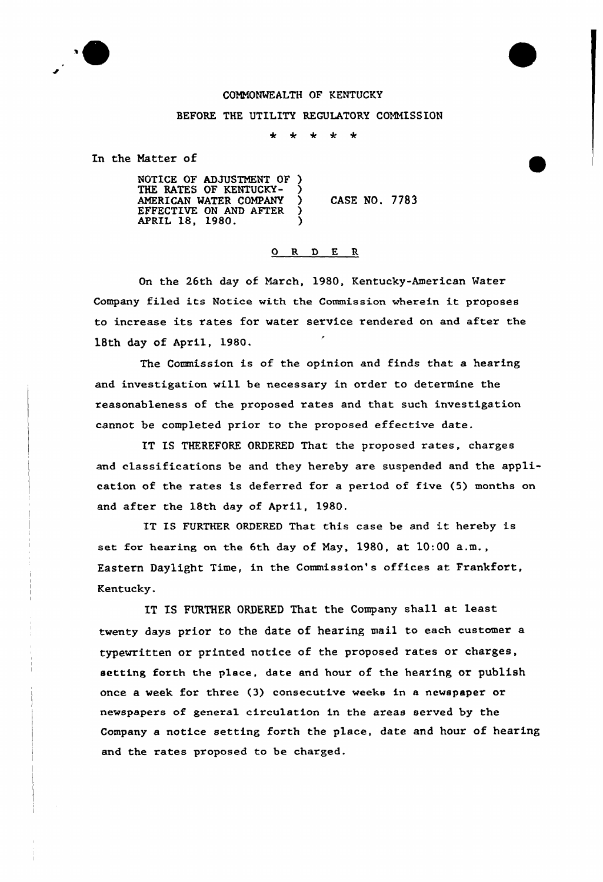COMMONWEALTH OF KENTUCKY

BEFORE THE UTILITY REGULATORY COMMISSION

\* \* \* \* \*

In the Matter of

NOTICE OF ADJUSTMENT OF THE RATES OF KENTUCKY-AMERICAN WATER COMPANY EFFECTIVE ON AND AFTER APRIL 18, 1980. ) CASE NO. 7783

## O R D E R

On the 26th day of March, 1980, Kentucky-American Water Company filed its Notice with the Commission wherein it proposes to increase its rates for water service rendered on and after the 18th day of April, 1980.

The Commission is of the opinion and finds that a hearing and investigation will be necessary in order to determine the reasonableness of the proposed rates and that such investigation cannot be completed prior to the proposed effective date.

IT IS THEREFORE ORDERED That the proposed rates, charges and classifications be and they hereby are suspended and the application of the rates is deferred for a period of five (5) months on and after the 18th day of April, 1980.

IT IS FURTHER ORDERED That this case be and it hereby is set for hearing on the 6th day of May, 1980, at 10:00 a.m., Eastern Daylight Time, in the Commission's offices at Frankfort, Kentucky.

IT IS FURTHER ORDERED That the Company shall at least twenty days prior to the date of hearing mail to each customer a typewritten or printed notice of the proposed rates or charges, setting forth the place, date and hour of the hearing or publish once a week for three (3) consecutive weeks in a newspaper or newspapers of general circulation in the areas served by the Company a notice setting forth the place, date and hour of hearing and the rates proposed to be charged.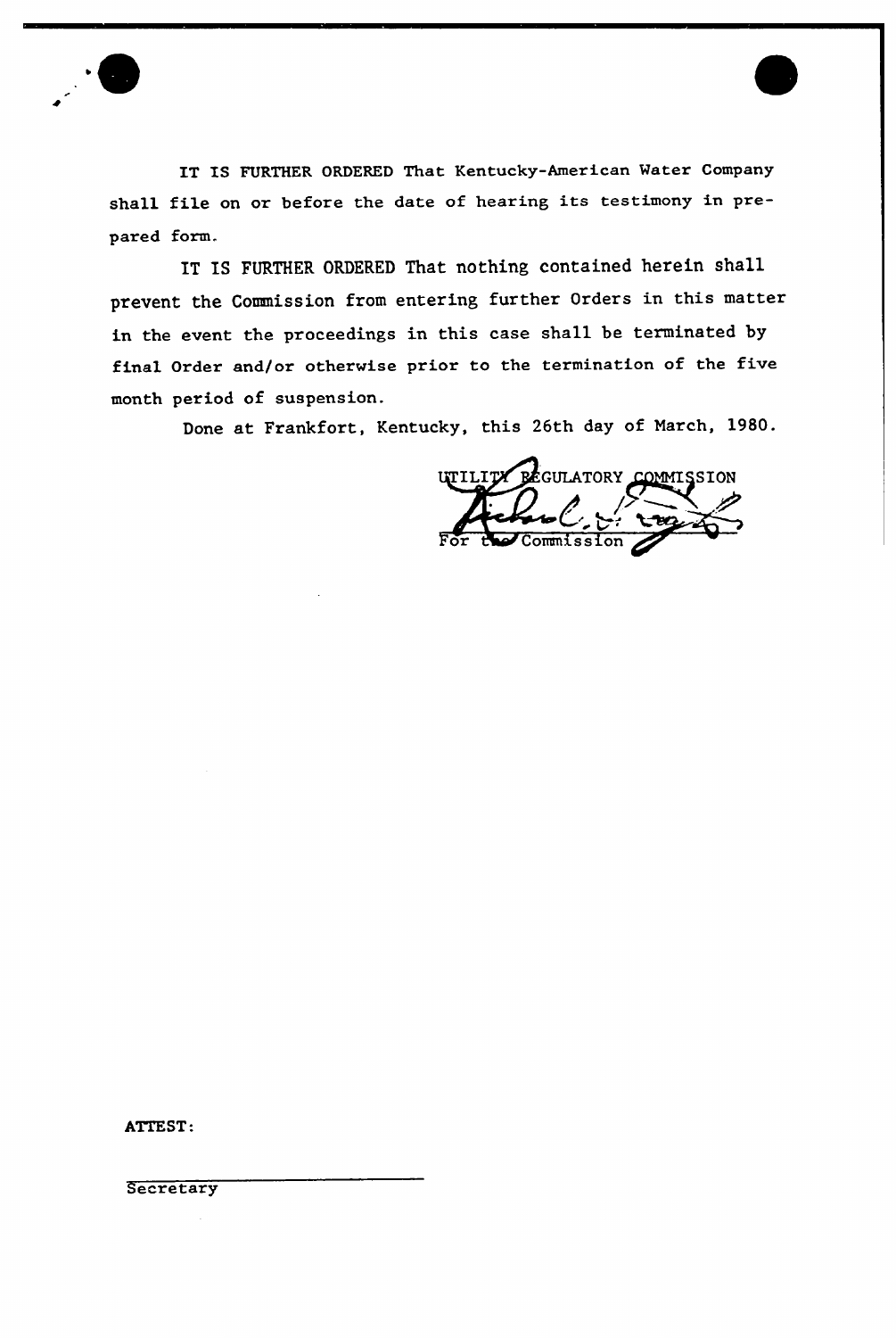IT IS FURTHER ORDERED That Kentucky-American Water Company shall file on or before the date of hearing its testimony in prepared form.

IT IS FURTHER ORDERED That nothing contained herein shall prevent the Commission from entering further Orders in this matter in the event the proceedings in this case shall be terminated by final Order and/or otherwise prior to the termination of the five month period of suspension.

Done at Frankfort, Kentucky, this 26th day of March, 1980.

UTILITY REGULATORY COMMISSION

For the Commission

ATTEST:

Secretary